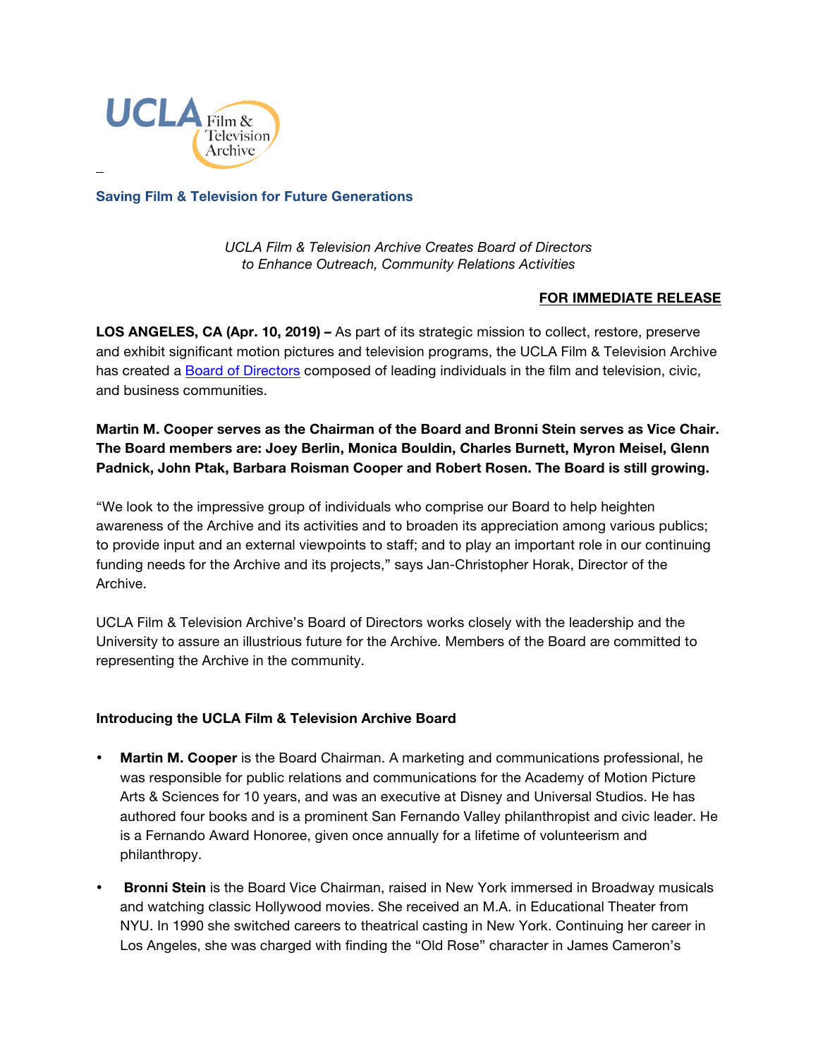UCLA Film & Television Archive

**Saving Film & Television for Future Generations**

*UCLA Film & Television Archive Creates Board of Directors*
*to Enhance Outreach, Community Relations Activities*

**FOR IMMEDIATE RELEASE**

**LOS ANGELES, CA (Apr. 10, 2019) –** As part of its strategic mission to collect, restore, preserve and exhibit significant motion pictures and television programs, the UCLA Film & Television Archive has created a [Board of Directors](#) composed of leading individuals in the film and television, civic, and business communities.

**Martin M. Cooper serves as the Chairman of the Board and Bronni Stein serves as Vice Chair. The Board members are: Joey Berlin, Monica Bouldin, Charles Burnett, Myron Meisel, Glenn Padnick, John Ptak, Barbara Roisman Cooper and Robert Rosen. The Board is still growing.**

"We look to the impressive group of individuals who comprise our Board to help heighten awareness of the Archive and its activities and to broaden its appreciation among various publics; to provide input and an external viewpoints to staff; and to play an important role in our continuing funding needs for the Archive and its projects," says Jan-Christopher Horak, Director of the Archive.

UCLA Film & Television Archive's Board of Directors works closely with the leadership and the University to assure an illustrious future for the Archive. Members of the Board are committed to representing the Archive in the community.

**Introducing the UCLA Film & Television Archive Board**

- **Martin M. Cooper** is the Board Chairman. A marketing and communications professional, he was responsible for public relations and communications for the Academy of Motion Picture Arts & Sciences for 10 years, and was an executive at Disney and Universal Studios. He has authored four books and is a prominent San Fernando Valley philanthropist and civic leader. He is a Fernando Award Honoree, given once annually for a lifetime of volunteerism and philanthropy.
- **Bronni Stein** is the Board Vice Chairman, raised in New York immersed in Broadway musicals and watching classic Hollywood movies. She received an M.A. in Educational Theater from NYU. In 1990 she switched careers to theatrical casting in New York. Continuing her career in Los Angeles, she was charged with finding the "Old Rose" character in James Cameron's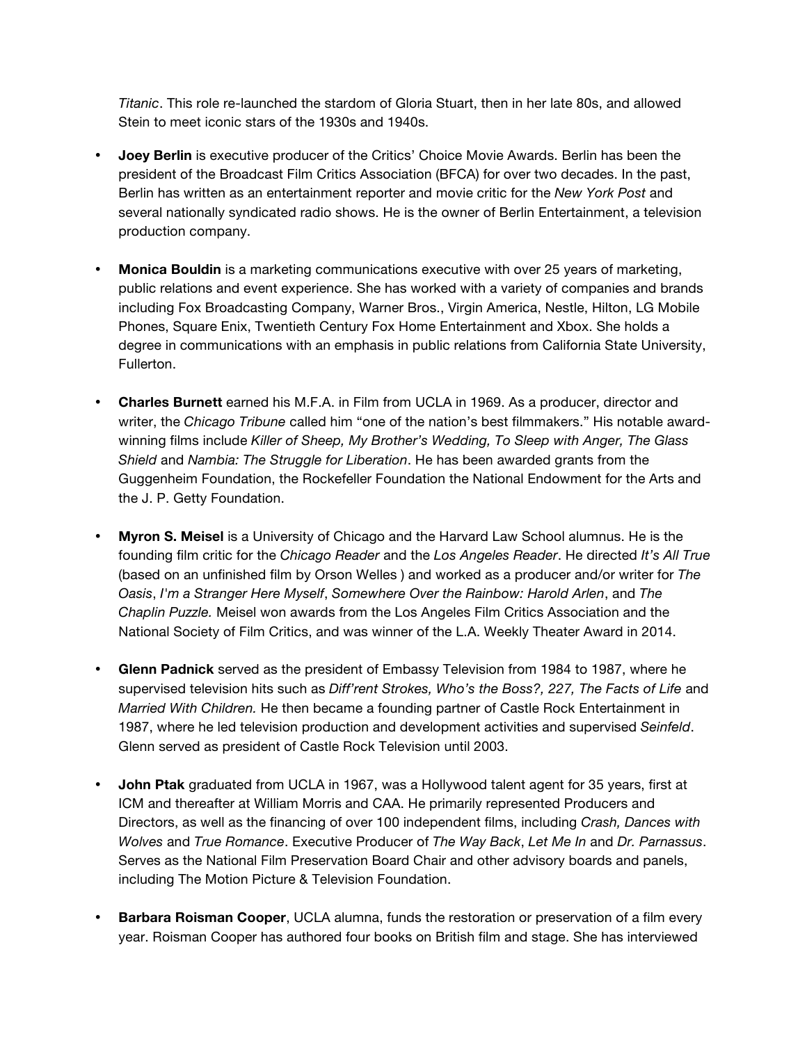*Titanic*. This role re-launched the stardom of Gloria Stuart, then in her late 80s, and allowed Stein to meet iconic stars of the 1930s and 1940s.

- **Joey Berlin** is executive producer of the Critics' Choice Movie Awards. Berlin has been the president of the Broadcast Film Critics Association (BFCA) for over two decades. In the past, Berlin has written as an entertainment reporter and movie critic for the *New York Post* and several nationally syndicated radio shows. He is the owner of Berlin Entertainment, a television production company.

- **Monica Bouldin** is a marketing communications executive with over 25 years of marketing, public relations and event experience. She has worked with a variety of companies and brands including Fox Broadcasting Company, Warner Bros., Virgin America, Nestle, Hilton, LG Mobile Phones, Square Enix, Twentieth Century Fox Home Entertainment and Xbox. She holds a degree in communications with an emphasis in public relations from California State University, Fullerton.

- **Charles Burnett** earned his M.F.A. in Film from UCLA in 1969. As a producer, director and writer, the *Chicago Tribune* called him "one of the nation's best filmmakers." His notable award-winning films include *Killer of Sheep, My Brother's Wedding, To Sleep with Anger, The Glass Shield* and *Nambia: The Struggle for Liberation*. He has been awarded grants from the Guggenheim Foundation, the Rockefeller Foundation the National Endowment for the Arts and the J. P. Getty Foundation.

- **Myron S. Meisel** is a University of Chicago and the Harvard Law School alumnus. He is the founding film critic for the *Chicago Reader* and the *Los Angeles Reader*. He directed *It's All True* (based on an unfinished film by Orson Welles ) and worked as a producer and/or writer for *The Oasis*, *I'm a Stranger Here Myself*, *Somewhere Over the Rainbow: Harold Arlen*, and *The Chaplin Puzzle.* Meisel won awards from the Los Angeles Film Critics Association and the National Society of Film Critics, and was winner of the L.A. Weekly Theater Award in 2014.

- **Glenn Padnick** served as the president of Embassy Television from 1984 to 1987, where he supervised television hits such as *Diff'rent Strokes, Who's the Boss?, 227, The Facts of Life* and *Married With Children.* He then became a founding partner of Castle Rock Entertainment in 1987, where he led television production and development activities and supervised *Seinfeld*. Glenn served as president of Castle Rock Television until 2003.

- **John Ptak** graduated from UCLA in 1967, was a Hollywood talent agent for 35 years, first at ICM and thereafter at William Morris and CAA. He primarily represented Producers and Directors, as well as the financing of over 100 independent films, including *Crash, Dances with Wolves* and *True Romance*. Executive Producer of *The Way Back*, *Let Me In* and *Dr. Parnassus*. Serves as the National Film Preservation Board Chair and other advisory boards and panels, including The Motion Picture & Television Foundation.

- **Barbara Roisman Cooper**, UCLA alumna, funds the restoration or preservation of a film every year. Roisman Cooper has authored four books on British film and stage. She has interviewed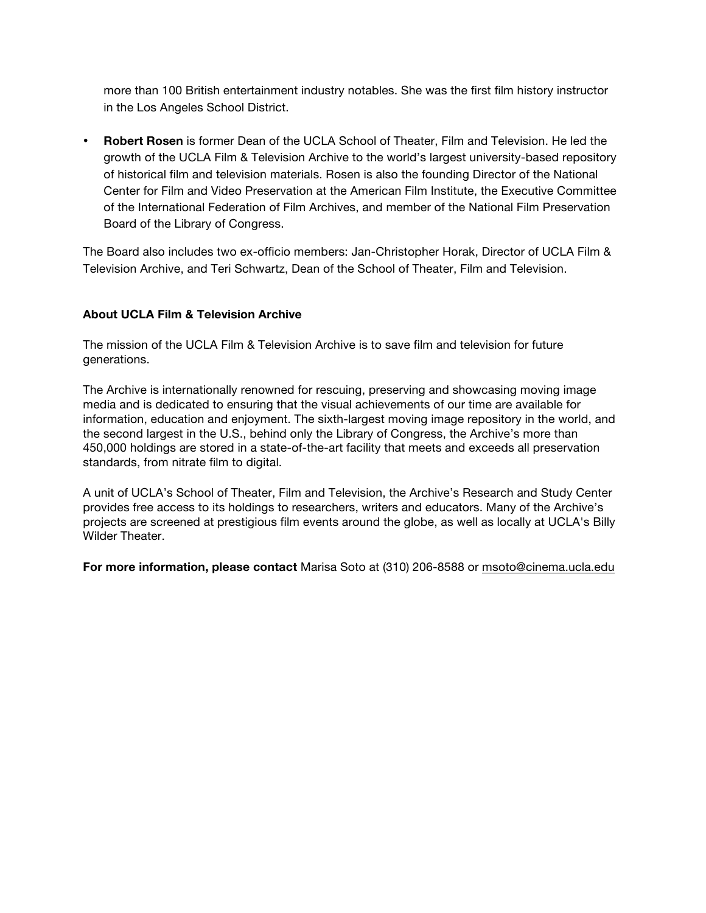more than 100 British entertainment industry notables. She was the first film history instructor in the Los Angeles School District.

- **Robert Rosen** is former Dean of the UCLA School of Theater, Film and Television. He led the growth of the UCLA Film & Television Archive to the world's largest university-based repository of historical film and television materials. Rosen is also the founding Director of the National Center for Film and Video Preservation at the American Film Institute, the Executive Committee of the International Federation of Film Archives, and member of the National Film Preservation Board of the Library of Congress.

The Board also includes two ex-officio members: Jan-Christopher Horak, Director of UCLA Film & Television Archive, and Teri Schwartz, Dean of the School of Theater, Film and Television.

**About UCLA Film & Television Archive**

The mission of the UCLA Film & Television Archive is to save film and television for future generations.

The Archive is internationally renowned for rescuing, preserving and showcasing moving image media and is dedicated to ensuring that the visual achievements of our time are available for information, education and enjoyment. The sixth-largest moving image repository in the world, and the second largest in the U.S., behind only the Library of Congress, the Archive's more than 450,000 holdings are stored in a state-of-the-art facility that meets and exceeds all preservation standards, from nitrate film to digital.

A unit of UCLA's School of Theater, Film and Television, the Archive's Research and Study Center provides free access to its holdings to researchers, writers and educators. Many of the Archive's projects are screened at prestigious film events around the globe, as well as locally at UCLA's Billy Wilder Theater.

**For more information, please contact** Marisa Soto at (310) 206-8588 or msoto@cinema.ucla.edu